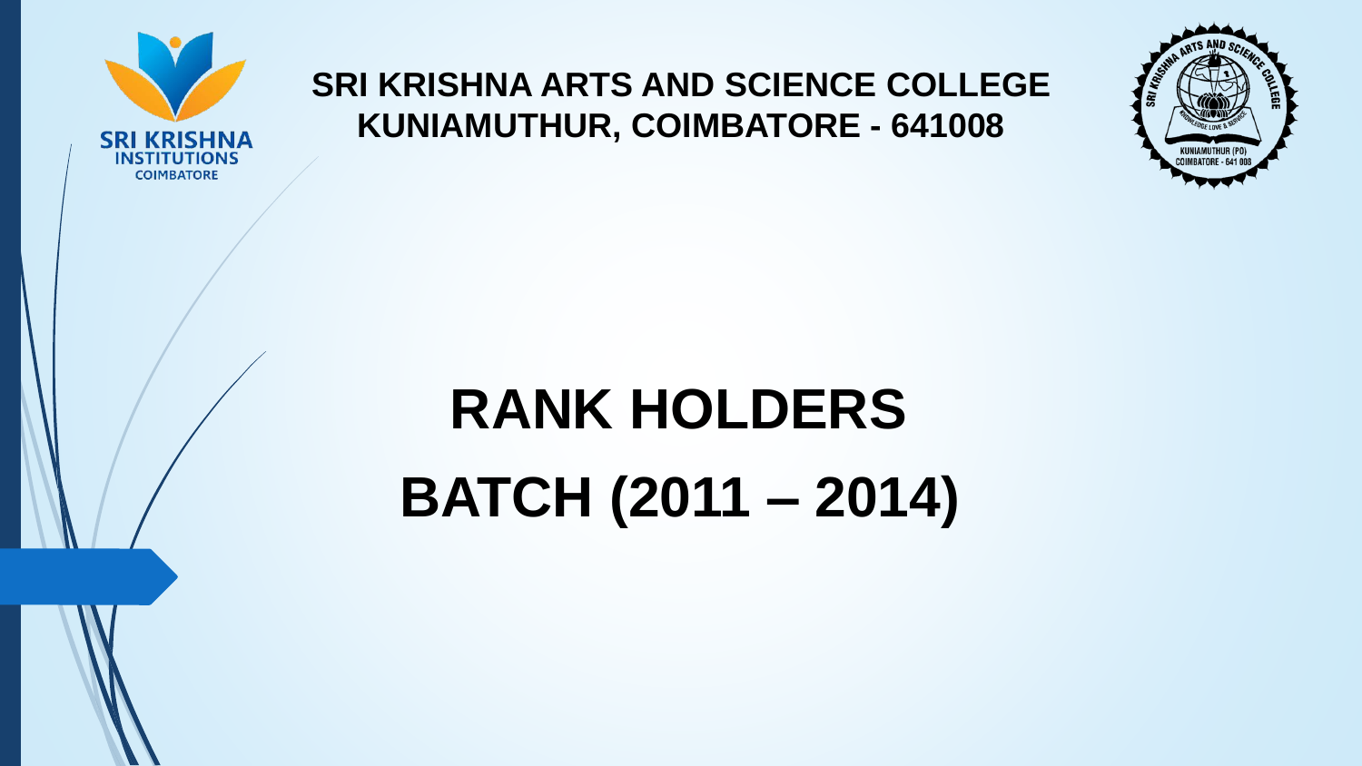**SRI KRISHNA ARTS AND SCIENCE COLLEGE**
**KUNIAMUTHUR, COIMBATORE - 641008**

# RANK HOLDERS

# BATCH (2011 – 2014)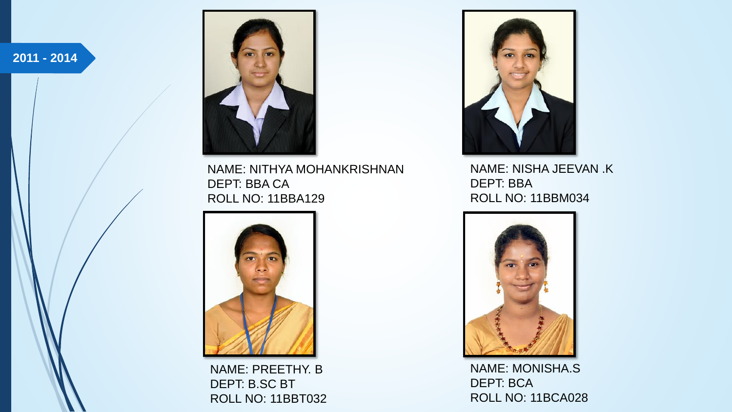**2011 - 2014**

NAME: NITHYA MOHANKRISHNAN
DEPT: BBA CA
ROLL NO: 11BBA129

NAME: NISHA JEEVAN .K
DEPT: BBA
ROLL NO: 11BBM034

NAME: PREETHY. B
DEPT: B.SC BT
ROLL NO: 11BBT032

NAME: MONISHA.S
DEPT: BCA
ROLL NO: 11BCA028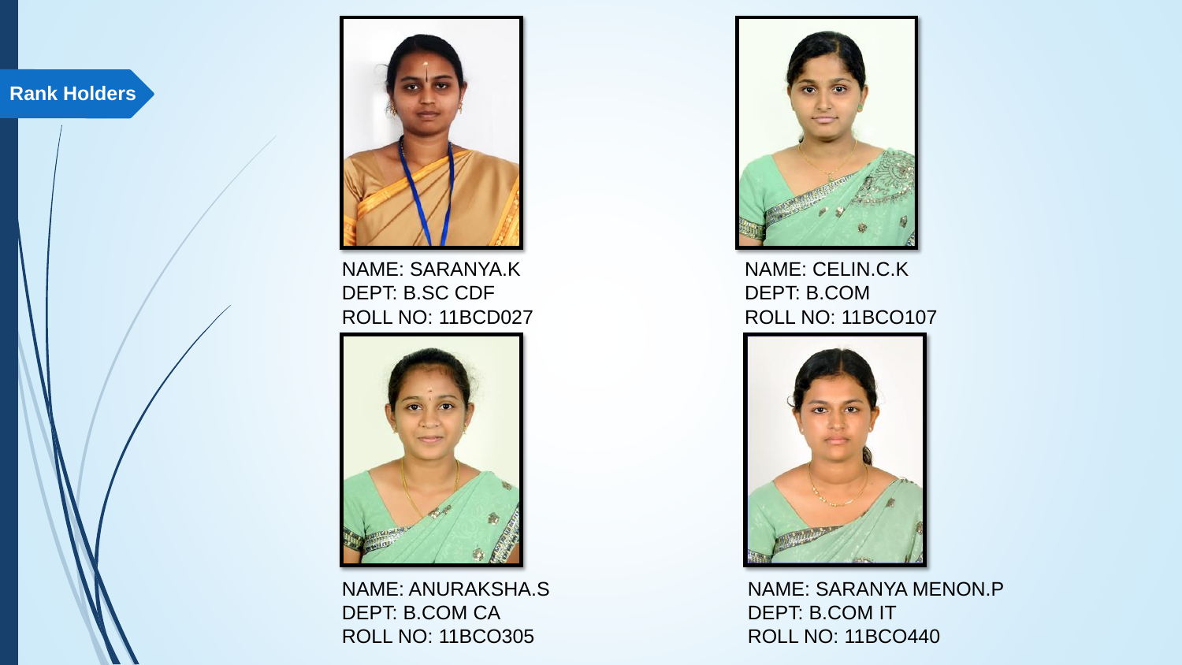## Rank Holders

NAME: SARANYA.K
DEPT: B.SC CDF
ROLL NO: 11BCD027

NAME: CELIN.C.K
DEPT: B.COM
ROLL NO: 11BCO107

NAME: ANURAKSHA.S
DEPT: B.COM CA
ROLL NO: 11BCO305

NAME: SARANYA MENON.P
DEPT: B.COM IT
ROLL NO: 11BCO440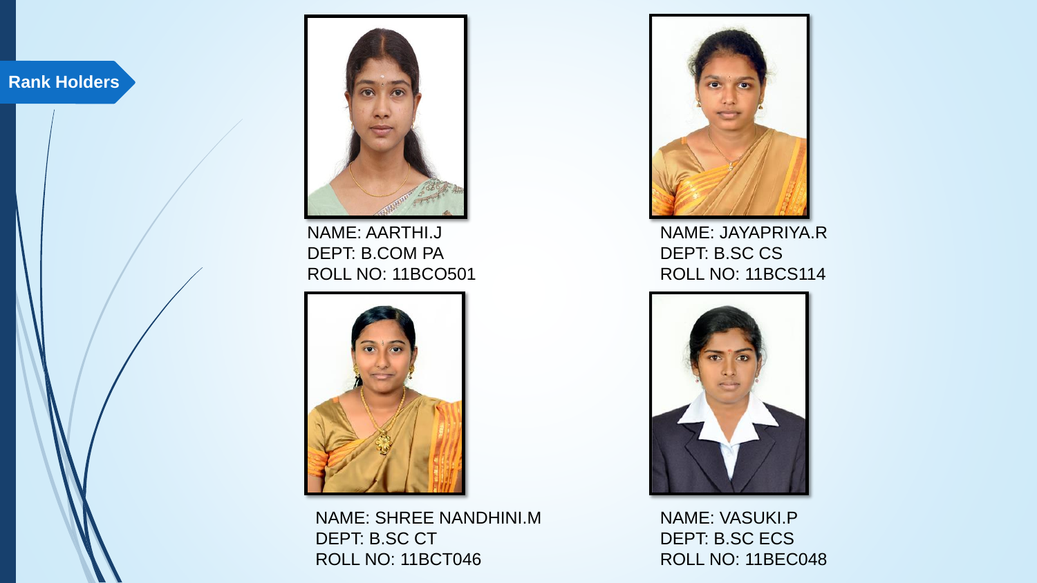## Rank Holders

NAME: AARTHI.J
DEPT: B.COM PA
ROLL NO: 11BCO501

NAME: JAYAPRIYA.R
DEPT: B.SC CS
ROLL NO: 11BCS114

NAME: SHREE NANDHINI.M
DEPT: B.SC CT
ROLL NO: 11BCT046

NAME: VASUKI.P
DEPT: B.SC ECS
ROLL NO: 11BEC048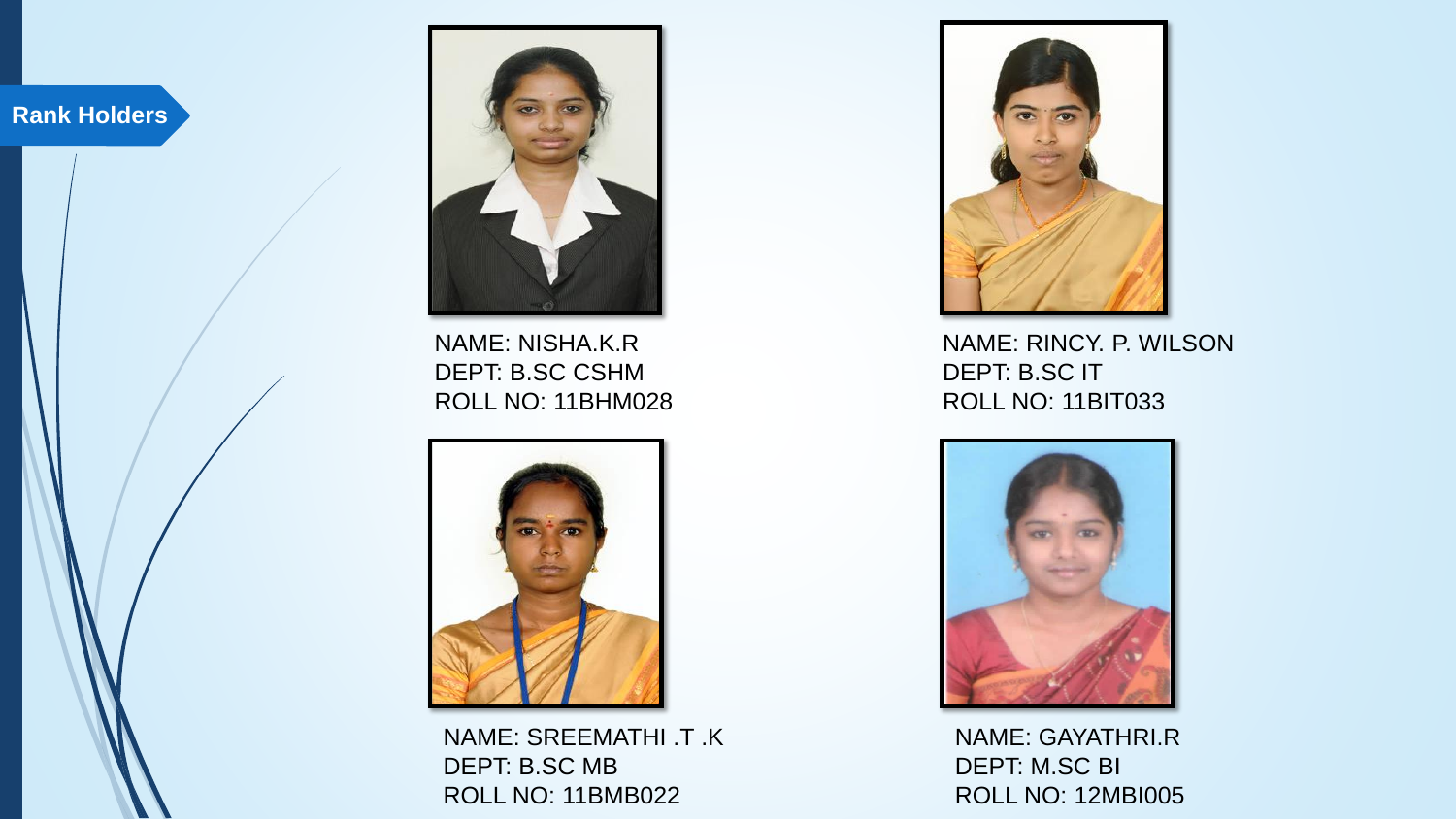## Rank Holders

NAME: NISHA.K.R
DEPT: B.SC CSHM
ROLL NO: 11BHM028

NAME: RINCY. P. WILSON
DEPT: B.SC IT
ROLL NO: 11BIT033

NAME: SREEMATHI .T .K
DEPT: B.SC MB
ROLL NO: 11BMB022

NAME: GAYATHRI.R
DEPT: M.SC BI
ROLL NO: 12MBI005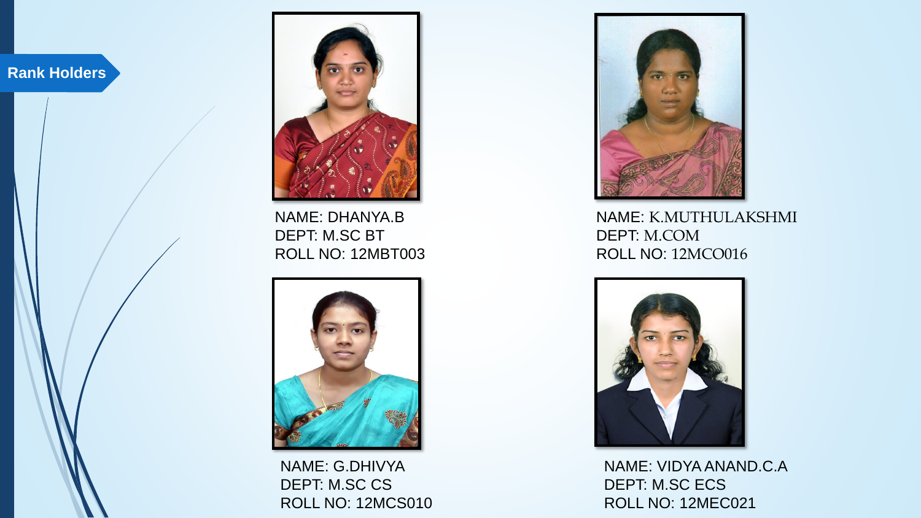## Rank Holders

NAME: DHANYA.B
DEPT: M.SC BT
ROLL NO: 12MBT003

NAME: K.MUTHULAKSHMI
DEPT: M.COM
ROLL NO: 12MCO016

NAME: G.DHIVYA
DEPT: M.SC CS
ROLL NO: 12MCS010

NAME: VIDYA ANAND.C.A
DEPT: M.SC ECS
ROLL NO: 12MEC021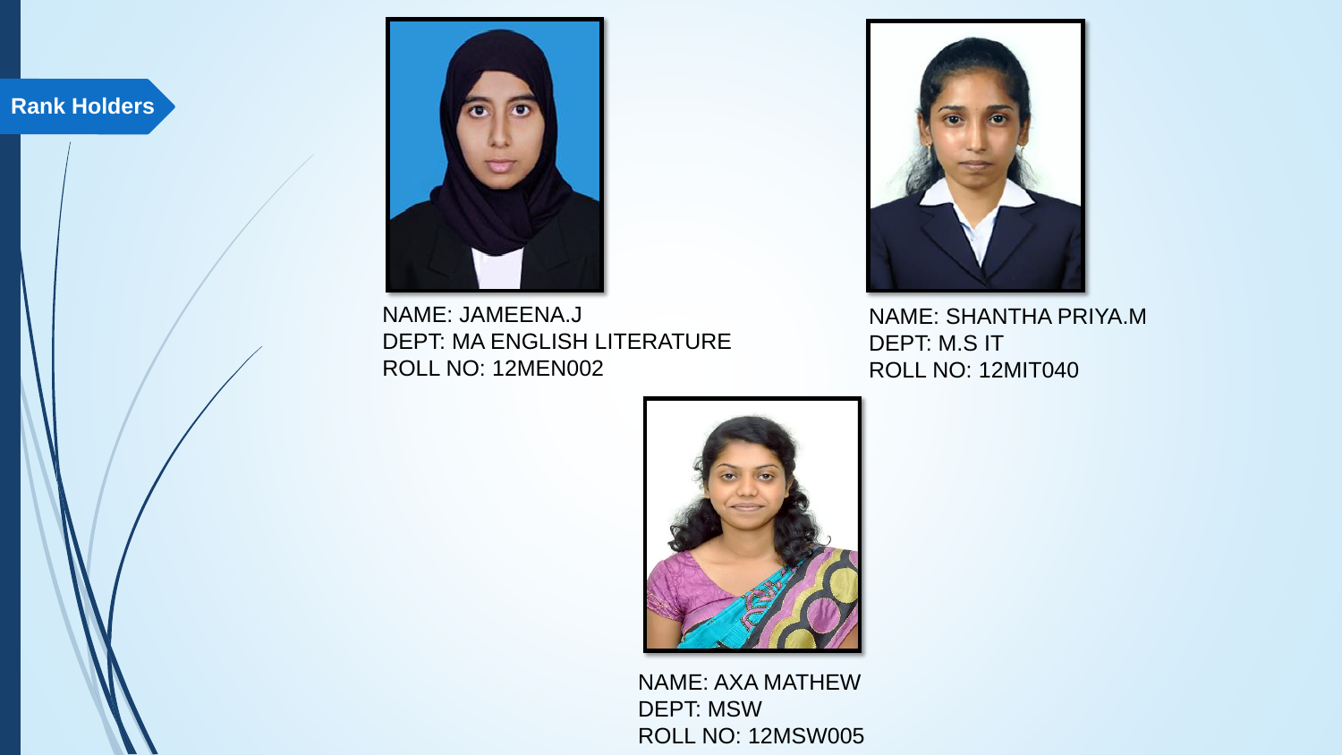## Rank Holders

NAME: JAMEENA.J
DEPT: MA ENGLISH LITERATURE
ROLL NO: 12MEN002

NAME: SHANTHA PRIYA.M
DEPT: M.S IT
ROLL NO: 12MIT040

NAME: AXA MATHEW
DEPT: MSW
ROLL NO: 12MSW005